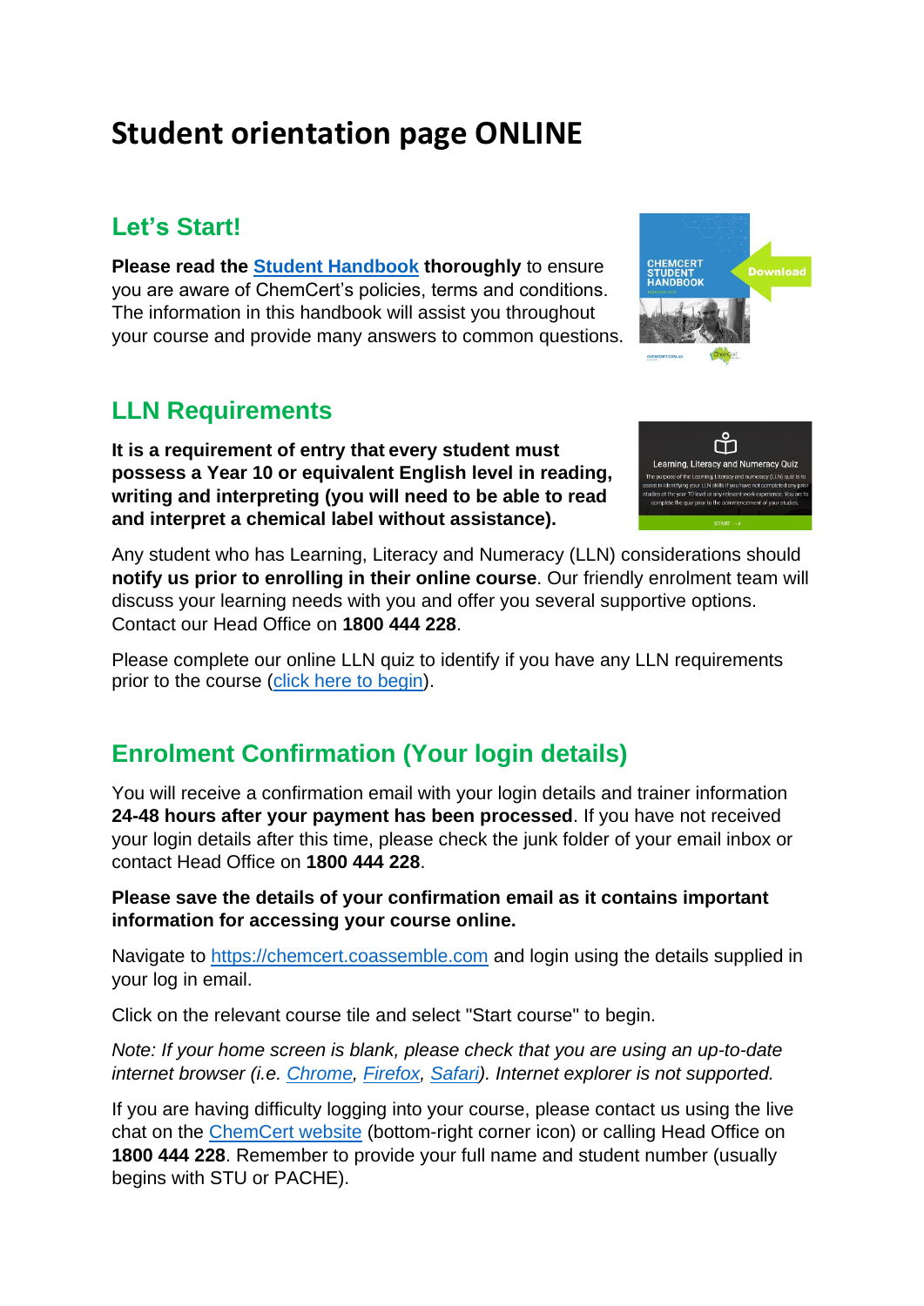# Student orientation page ONLINE

## Let's Start!

**Please read the Student Handbook thoroughly** to ensure you are aware of ChemCert's policies, terms and conditions. The information in this handbook will assist you throughout your course and provide many answers to common questions.

## LLN Requirements

**It is a requirement of entry that every student must possess a Year 10 or equivalent English level in reading, writing and interpreting (you will need to be able to read and interpret a chemical label without assistance).**

Any student who has Learning, Literacy and Numeracy (LLN) considerations should **notify us prior to enrolling in their online course**. Our friendly enrolment team will discuss your learning needs with you and offer you several supportive options. Contact our Head Office on **1800 444 228**.

Please complete our online LLN quiz to identify if you have any LLN requirements prior to the course (click here to begin).

## Enrolment Confirmation (Your login details)

You will receive a confirmation email with your login details and trainer information **24-48 hours after your payment has been processed**. If you have not received your login details after this time, please check the junk folder of your email inbox or contact Head Office on **1800 444 228**.

**Please save the details of your confirmation email as it contains important information for accessing your course online.**

Navigate to https://chemcert.coassemble.com and login using the details supplied in your log in email.

Click on the relevant course tile and select "Start course" to begin.

*Note: If your home screen is blank, please check that you are using an up-to-date internet browser (i.e. Chrome, Firefox, Safari). Internet explorer is not supported.*

If you are having difficulty logging into your course, please contact us using the live chat on the ChemCert website (bottom-right corner icon) or calling Head Office on **1800 444 228**. Remember to provide your full name and student number (usually begins with STU or PACHE).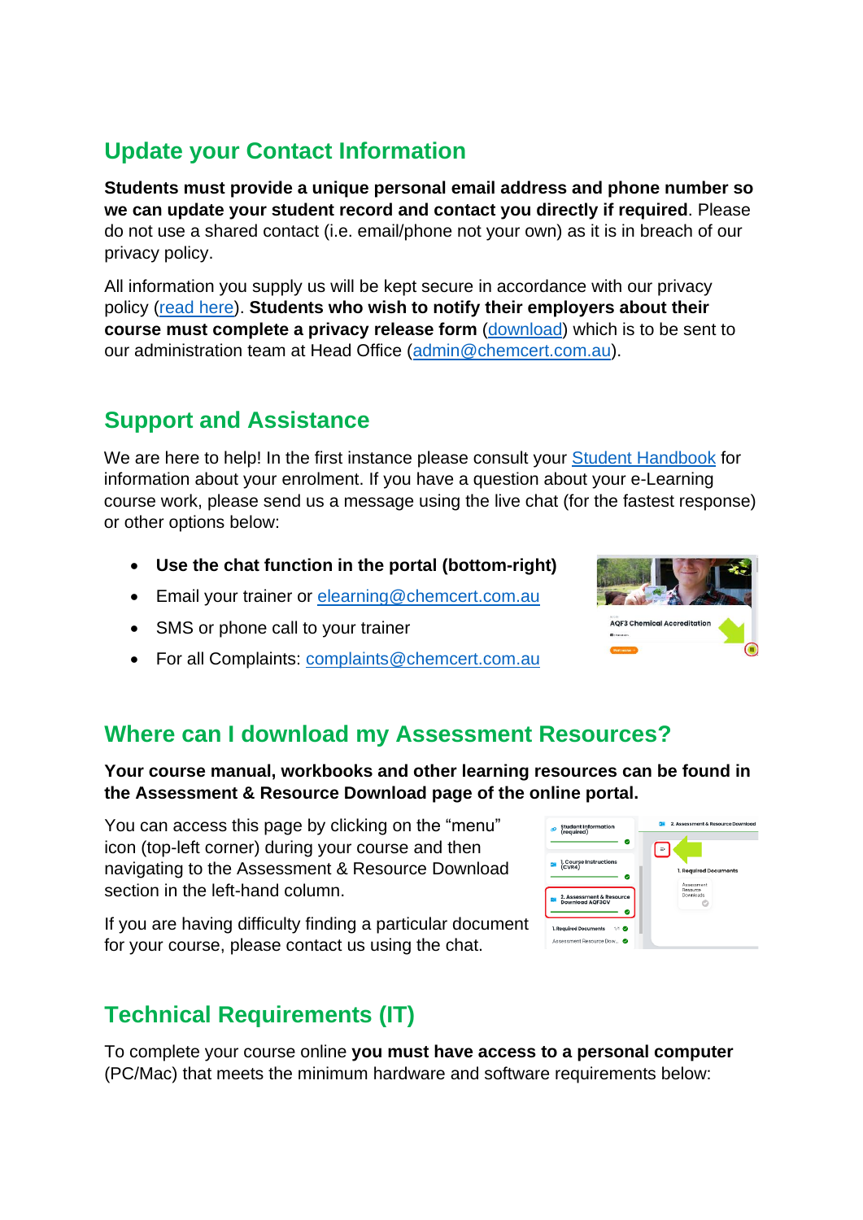## Update your Contact Information

**Students must provide a unique personal email address and phone number so we can update your student record and contact you directly if required**. Please do not use a shared contact (i.e. email/phone not your own) as it is in breach of our privacy policy.

All information you supply us will be kept secure in accordance with our privacy policy (read here). **Students who wish to notify their employers about their course must complete a privacy release form** (download) which is to be sent to our administration team at Head Office (admin@chemcert.com.au).

## Support and Assistance

We are here to help! In the first instance please consult your Student Handbook for information about your enrolment. If you have a question about your e-Learning course work, please send us a message using the live chat (for the fastest response) or other options below:

- **Use the chat function in the portal (bottom-right)**
- Email your trainer or elearning@chemcert.com.au
- SMS or phone call to your trainer
- For all Complaints: complaints@chemcert.com.au

## Where can I download my Assessment Resources?

**Your course manual, workbooks and other learning resources can be found in the Assessment & Resource Download page of the online portal.**

You can access this page by clicking on the “menu” icon (top-left corner) during your course and then navigating to the Assessment & Resource Download section in the left-hand column.

If you are having difficulty finding a particular document for your course, please contact us using the chat.

## Technical Requirements (IT)

To complete your course online **you must have access to a personal computer** (PC/Mac) that meets the minimum hardware and software requirements below: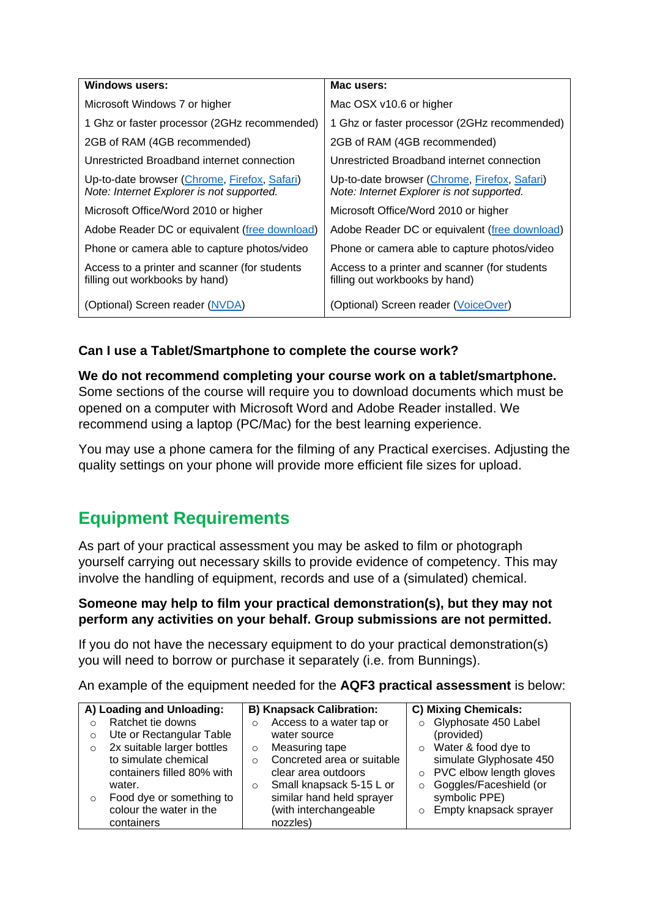| Windows users: | Mac users: |
| --- | --- |
| Microsoft Windows 7 or higher | Mac OSX v10.6 or higher |
| 1 Ghz or faster processor (2GHz recommended) | 1 Ghz or faster processor (2GHz recommended) |
| 2GB of RAM (4GB recommended) | 2GB of RAM (4GB recommended) |
| Unrestricted Broadband internet connection | Unrestricted Broadband internet connection |
| Up-to-date browser (Chrome, Firefox, Safari) *Note: Internet Explorer is not supported.* | Up-to-date browser (Chrome, Firefox, Safari) *Note: Internet Explorer is not supported.* |
| Microsoft Office/Word 2010 or higher | Microsoft Office/Word 2010 or higher |
| Adobe Reader DC or equivalent (free download) | Adobe Reader DC or equivalent (free download) |
| Phone or camera able to capture photos/video | Phone or camera able to capture photos/video |
| Access to a printer and scanner (for students filling out workbooks by hand) | Access to a printer and scanner (for students filling out workbooks by hand) |
| (Optional) Screen reader (NVDA) | (Optional) Screen reader (VoiceOver) |

**Can I use a Tablet/Smartphone to complete the course work?**

**We do not recommend completing your course work on a tablet/smartphone.** Some sections of the course will require you to download documents which must be opened on a computer with Microsoft Word and Adobe Reader installed. We recommend using a laptop (PC/Mac) for the best learning experience.

You may use a phone camera for the filming of any Practical exercises. Adjusting the quality settings on your phone will provide more efficient file sizes for upload.

## Equipment Requirements

As part of your practical assessment you may be asked to film or photograph yourself carrying out necessary skills to provide evidence of competency. This may involve the handling of equipment, records and use of a (simulated) chemical.

**Someone may help to film your practical demonstration(s), but they may not perform any activities on your behalf. Group submissions are not permitted.**

If you do not have the necessary equipment to do your practical demonstration(s) you will need to borrow or purchase it separately (i.e. from Bunnings).

An example of the equipment needed for the **AQF3 practical assessment** is below:

| A) Loading and Unloading: | B) Knapsack Calibration: | C) Mixing Chemicals: |
| --- | --- | --- |
| ○ Ratchet tie downs<br>○ Ute or Rectangular Table<br>○ 2x suitable larger bottles to simulate chemical containers filled 80% with water.<br>○ Food dye or something to colour the water in the containers | ○ Access to a water tap or water source<br>○ Measuring tape<br>○ Concreted area or suitable clear area outdoors<br>○ Small knapsack 5-15 L or similar hand held sprayer (with interchangeable nozzles) | ○ Glyphosate 450 Label (provided)<br>○ Water & food dye to simulate Glyphosate 450<br>○ PVC elbow length gloves<br>○ Goggles/Faceshield (or symbolic PPE)<br>○ Empty knapsack sprayer |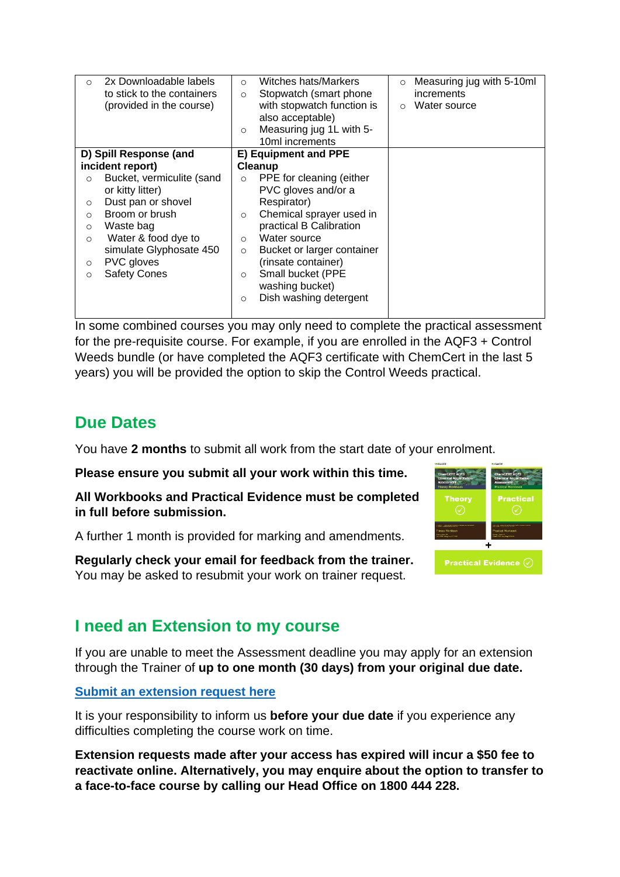| | | |
|---|---|---|
| ○ 2x Downloadable labels to stick to the containers (provided in the course) | ○ Witches hats/Markers<br>○ Stopwatch (smart phone with stopwatch function is also acceptable)<br>○ Measuring jug 1L with 5-10ml increments | ○ Measuring jug with 5-10ml increments<br>○ Water source |
| **D) Spill Response (and incident report)**<br>○ Bucket, vermiculite (sand or kitty litter)<br>○ Dust pan or shovel<br>○ Broom or brush<br>○ Waste bag<br>○ Water & food dye to simulate Glyphosate 450<br>○ PVC gloves<br>○ Safety Cones | **E) Equipment and PPE Cleanup**<br>○ PPE for cleaning (either PVC gloves and/or a Respirator)<br>○ Chemical sprayer used in practical B Calibration<br>○ Water source<br>○ Bucket or larger container (rinsate container)<br>○ Small bucket (PPE washing bucket)<br>○ Dish washing detergent | |

In some combined courses you may only need to complete the practical assessment for the pre-requisite course. For example, if you are enrolled in the AQF3 + Control Weeds bundle (or have completed the AQF3 certificate with ChemCert in the last 5 years) you will be provided the option to skip the Control Weeds practical.

## Due Dates

You have **2 months** to submit all work from the start date of your enrolment.

**Please ensure you submit all your work within this time.**

**All Workbooks and Practical Evidence must be completed in full before submission.**

A further 1 month is provided for marking and amendments.

**Regularly check your email for feedback from the trainer.** You may be asked to resubmit your work on trainer request.

## I need an Extension to my course

If you are unable to meet the Assessment deadline you may apply for an extension through the Trainer of **up to one month (30 days) from your original due date.**

**Submit an extension request here**

It is your responsibility to inform us **before your due date** if you experience any difficulties completing the course work on time.

**Extension requests made after your access has expired will incur a $50 fee to reactivate online. Alternatively, you may enquire about the option to transfer to a face-to-face course by calling our Head Office on 1800 444 228.**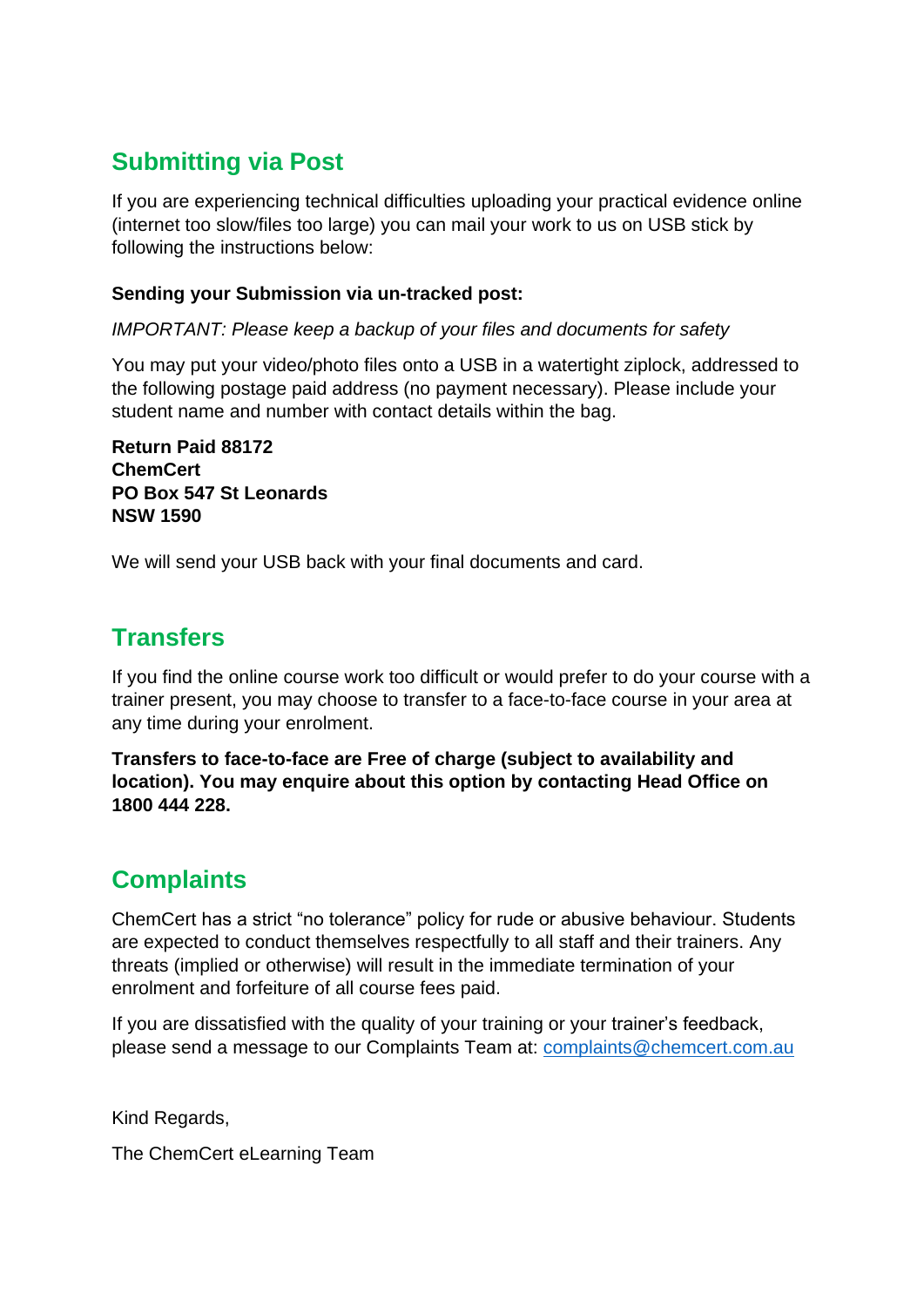## Submitting via Post

If you are experiencing technical difficulties uploading your practical evidence online (internet too slow/files too large) you can mail your work to us on USB stick by following the instructions below:

**Sending your Submission via un-tracked post:**

*IMPORTANT: Please keep a backup of your files and documents for safety*

You may put your video/photo files onto a USB in a watertight ziplock, addressed to the following postage paid address (no payment necessary). Please include your student name and number with contact details within the bag.

**Return Paid 88172**
**ChemCert**
**PO Box 547 St Leonards**
**NSW 1590**

We will send your USB back with your final documents and card.

## Transfers

If you find the online course work too difficult or would prefer to do your course with a trainer present, you may choose to transfer to a face-to-face course in your area at any time during your enrolment.

**Transfers to face-to-face are Free of charge (subject to availability and location). You may enquire about this option by contacting Head Office on 1800 444 228.**

## Complaints

ChemCert has a strict "no tolerance" policy for rude or abusive behaviour. Students are expected to conduct themselves respectfully to all staff and their trainers. Any threats (implied or otherwise) will result in the immediate termination of your enrolment and forfeiture of all course fees paid.

If you are dissatisfied with the quality of your training or your trainer's feedback, please send a message to our Complaints Team at: complaints@chemcert.com.au

Kind Regards,

The ChemCert eLearning Team